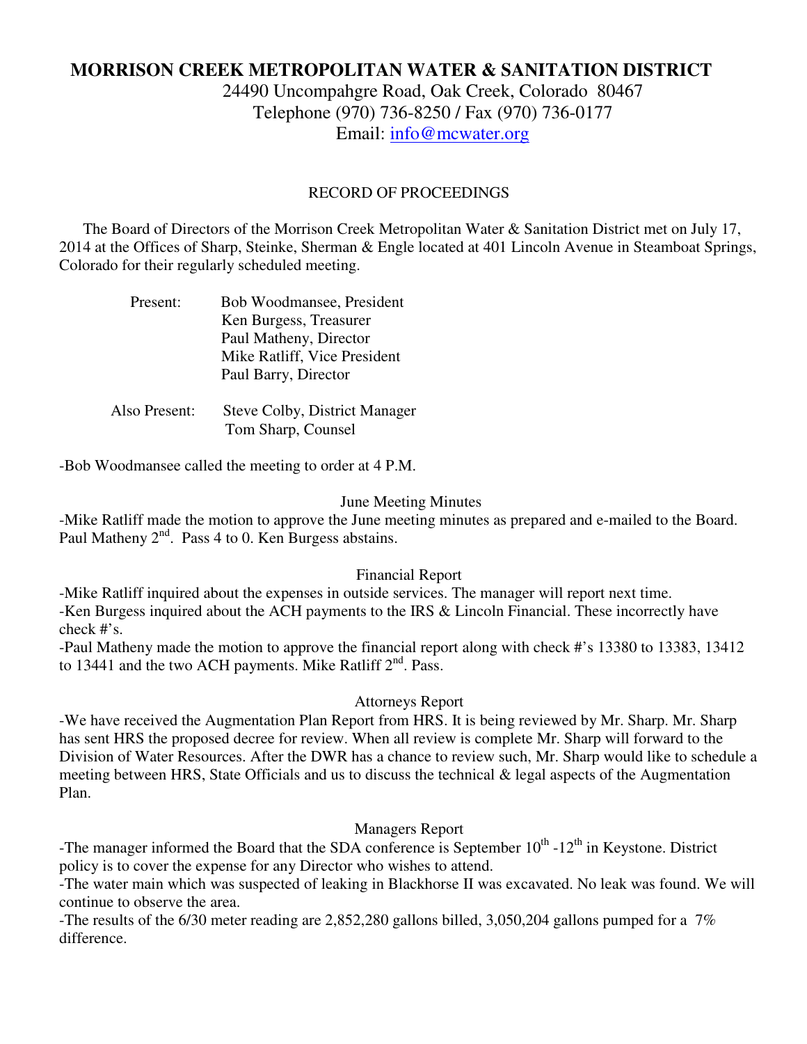# MORRISON CREEK METROPOLITAN WATER & SANITATION DISTRICT

24490 Uncompahgre Road, Oak Creek, Colorado 80467
Telephone (970) 736-8250 / Fax (970) 736-0177
Email: info@mcwater.org

RECORD OF PROCEEDINGS

The Board of Directors of the Morrison Creek Metropolitan Water & Sanitation District met on July 17, 2014 at the Offices of Sharp, Steinke, Sherman & Engle located at 401 Lincoln Avenue in Steamboat Springs, Colorado for their regularly scheduled meeting.

Present: Bob Woodmansee, President
Ken Burgess, Treasurer
Paul Matheny, Director
Mike Ratliff, Vice President
Paul Barry, Director

Also Present: Steve Colby, District Manager
Tom Sharp, Counsel

-Bob Woodmansee called the meeting to order at 4 P.M.

June Meeting Minutes

-Mike Ratliff made the motion to approve the June meeting minutes as prepared and e-mailed to the Board. Paul Matheny 2nd. Pass 4 to 0. Ken Burgess abstains.

Financial Report

-Mike Ratliff inquired about the expenses in outside services. The manager will report next time.
-Ken Burgess inquired about the ACH payments to the IRS & Lincoln Financial. These incorrectly have check #'s.
-Paul Matheny made the motion to approve the financial report along with check #'s 13380 to 13383, 13412 to 13441 and the two ACH payments. Mike Ratliff 2nd. Pass.

Attorneys Report

-We have received the Augmentation Plan Report from HRS. It is being reviewed by Mr. Sharp. Mr. Sharp has sent HRS the proposed decree for review. When all review is complete Mr. Sharp will forward to the Division of Water Resources. After the DWR has a chance to review such, Mr. Sharp would like to schedule a meeting between HRS, State Officials and us to discuss the technical & legal aspects of the Augmentation Plan.

Managers Report

-The manager informed the Board that the SDA conference is September 10th -12th in Keystone. District policy is to cover the expense for any Director who wishes to attend.
-The water main which was suspected of leaking in Blackhorse II was excavated. No leak was found. We will continue to observe the area.
-The results of the 6/30 meter reading are 2,852,280 gallons billed, 3,050,204 gallons pumped for a 7% difference.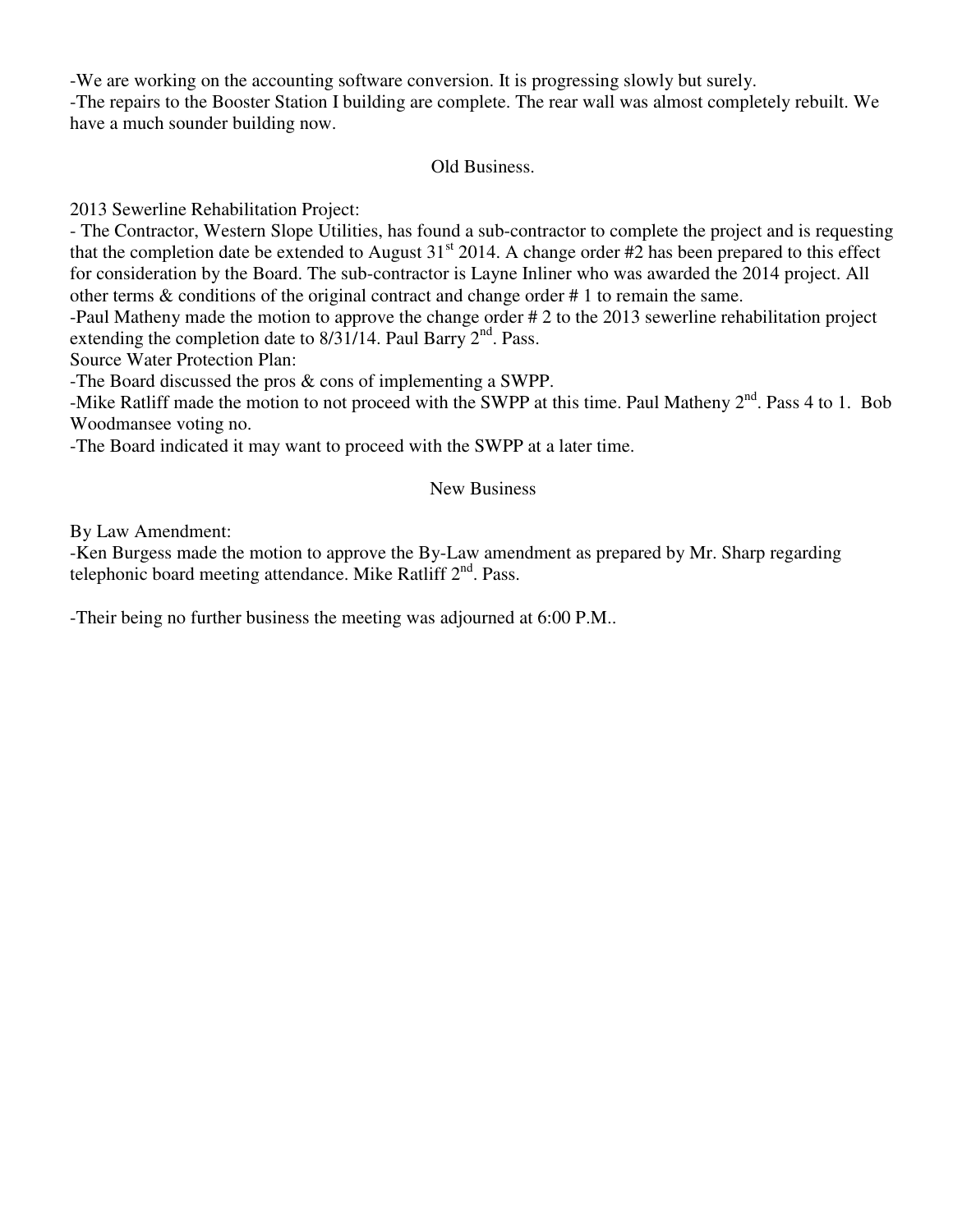-We are working on the accounting software conversion. It is progressing slowly but surely.
-The repairs to the Booster Station I building are complete. The rear wall was almost completely rebuilt. We have a much sounder building now.

## Old Business.

2013 Sewerline Rehabilitation Project:
- The Contractor, Western Slope Utilities, has found a sub-contractor to complete the project and is requesting that the completion date be extended to August 31st 2014. A change order #2 has been prepared to this effect for consideration by the Board. The sub-contractor is Layne Inliner who was awarded the 2014 project. All other terms & conditions of the original contract and change order # 1 to remain the same.
-Paul Matheny made the motion to approve the change order # 2 to the 2013 sewerline rehabilitation project extending the completion date to 8/31/14. Paul Barry 2nd. Pass.
Source Water Protection Plan:
-The Board discussed the pros & cons of implementing a SWPP.
-Mike Ratliff made the motion to not proceed with the SWPP at this time. Paul Matheny 2nd. Pass 4 to 1. Bob Woodmansee voting no.
-The Board indicated it may want to proceed with the SWPP at a later time.

## New Business

By Law Amendment:
-Ken Burgess made the motion to approve the By-Law amendment as prepared by Mr. Sharp regarding telephonic board meeting attendance. Mike Ratliff 2nd. Pass.

-Their being no further business the meeting was adjourned at 6:00 P.M..